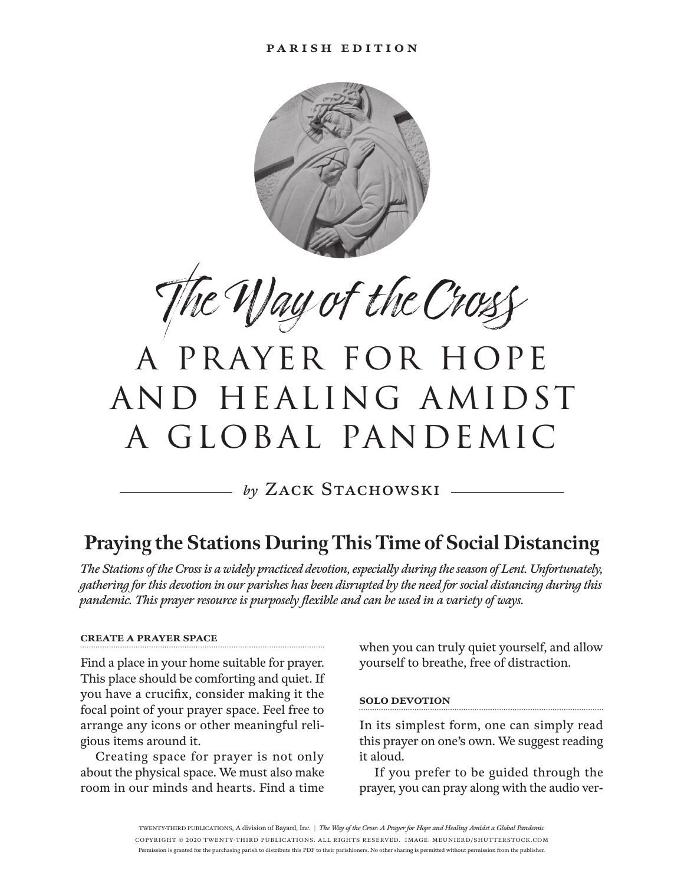PARISH EDITION

# The Way of the Cross

# A PRAYER FOR HOPE AND HEALING AMIDST A GLOBAL PANDEMIC

*by* ZACK STACHOWSKI

## Praying the Stations During This Time of Social Distancing

*The Stations of the Cross is a widely practiced devotion, especially during the season of Lent. Unfortunately, gathering for this devotion in our parishes has been disrupted by the need for social distancing during this pandemic. This prayer resource is purposely flexible and can be used in a variety of ways.*

### CREATE A PRAYER SPACE

Find a place in your home suitable for prayer. This place should be comforting and quiet. If you have a crucifix, consider making it the focal point of your prayer space. Feel free to arrange any icons or other meaningful religious items around it.

Creating space for prayer is not only about the physical space. We must also make room in our minds and hearts. Find a time when you can truly quiet yourself, and allow yourself to breathe, free of distraction.

### SOLO DEVOTION

In its simplest form, one can simply read this prayer on one's own. We suggest reading it aloud.

If you prefer to be guided through the prayer, you can pray along with the audio ver-

TWENTY-THIRD PUBLICATIONS, A division of Bayard, Inc. | *The Way of the Cross: A Prayer for Hope and Healing Amidst a Global Pandemic*
COPYRIGHT © 2020 TWENTY-THIRD PUBLICATIONS. ALL RIGHTS RESERVED. IMAGE: MEUNIERD/SHUTTERSTOCK.COM
Permission is granted for the purchasing parish to distribute this PDF to their parishioners. No other sharing is permitted without permission from the publisher.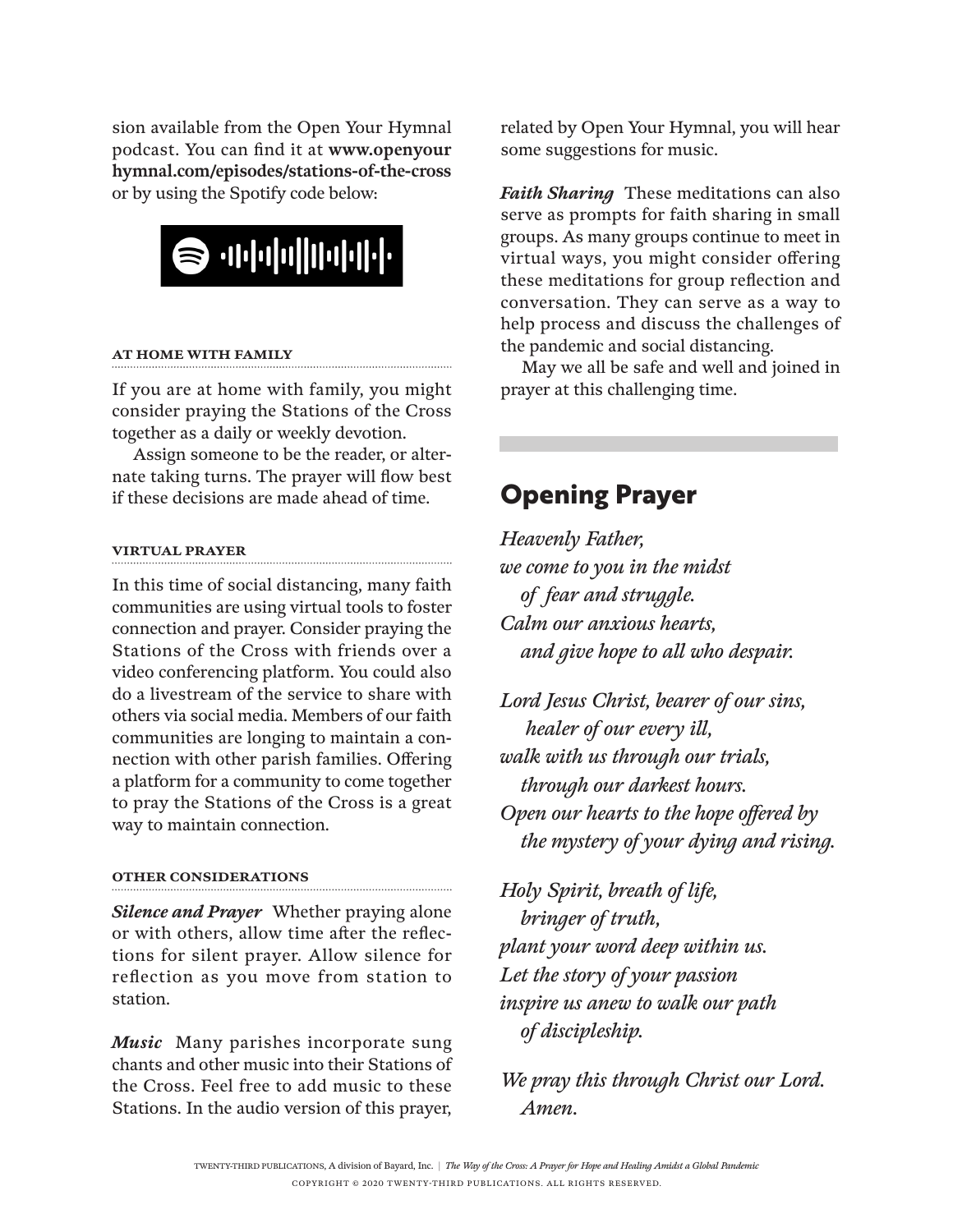sion available from the Open Your Hymnal podcast. You can find it at **www.openyourhymnal.com/episodes/stations-of-the-cross** or by using the Spotify code below:

### AT HOME WITH FAMILY

If you are at home with family, you might consider praying the Stations of the Cross together as a daily or weekly devotion.

Assign someone to be the reader, or alternate taking turns. The prayer will flow best if these decisions are made ahead of time.

### VIRTUAL PRAYER

In this time of social distancing, many faith communities are using virtual tools to foster connection and prayer. Consider praying the Stations of the Cross with friends over a video conferencing platform. You could also do a livestream of the service to share with others via social media. Members of our faith communities are longing to maintain a connection with other parish families. Offering a platform for a community to come together to pray the Stations of the Cross is a great way to maintain connection.

### OTHER CONSIDERATIONS

***Silence and Prayer*** Whether praying alone or with others, allow time after the reflections for silent prayer. Allow silence for reflection as you move from station to station.

***Music*** Many parishes incorporate sung chants and other music into their Stations of the Cross. Feel free to add music to these Stations. In the audio version of this prayer, related by Open Your Hymnal, you will hear some suggestions for music.

***Faith Sharing*** These meditations can also serve as prompts for faith sharing in small groups. As many groups continue to meet in virtual ways, you might consider offering these meditations for group reflection and conversation. They can serve as a way to help process and discuss the challenges of the pandemic and social distancing.

May we all be safe and well and joined in prayer at this challenging time.

## Opening Prayer

*Heavenly Father,*
*we come to you in the midst*
*of fear and struggle.*
*Calm our anxious hearts,*
*and give hope to all who despair.*

*Lord Jesus Christ, bearer of our sins,*
*healer of our every ill,*
*walk with us through our trials,*
*through our darkest hours.*
*Open our hearts to the hope offered by*
*the mystery of your dying and rising.*

*Holy Spirit, breath of life,*
*bringer of truth,*
*plant your word deep within us.*
*Let the story of your passion*
*inspire us anew to walk our path*
*of discipleship.*

*We pray this through Christ our Lord.*
*Amen.*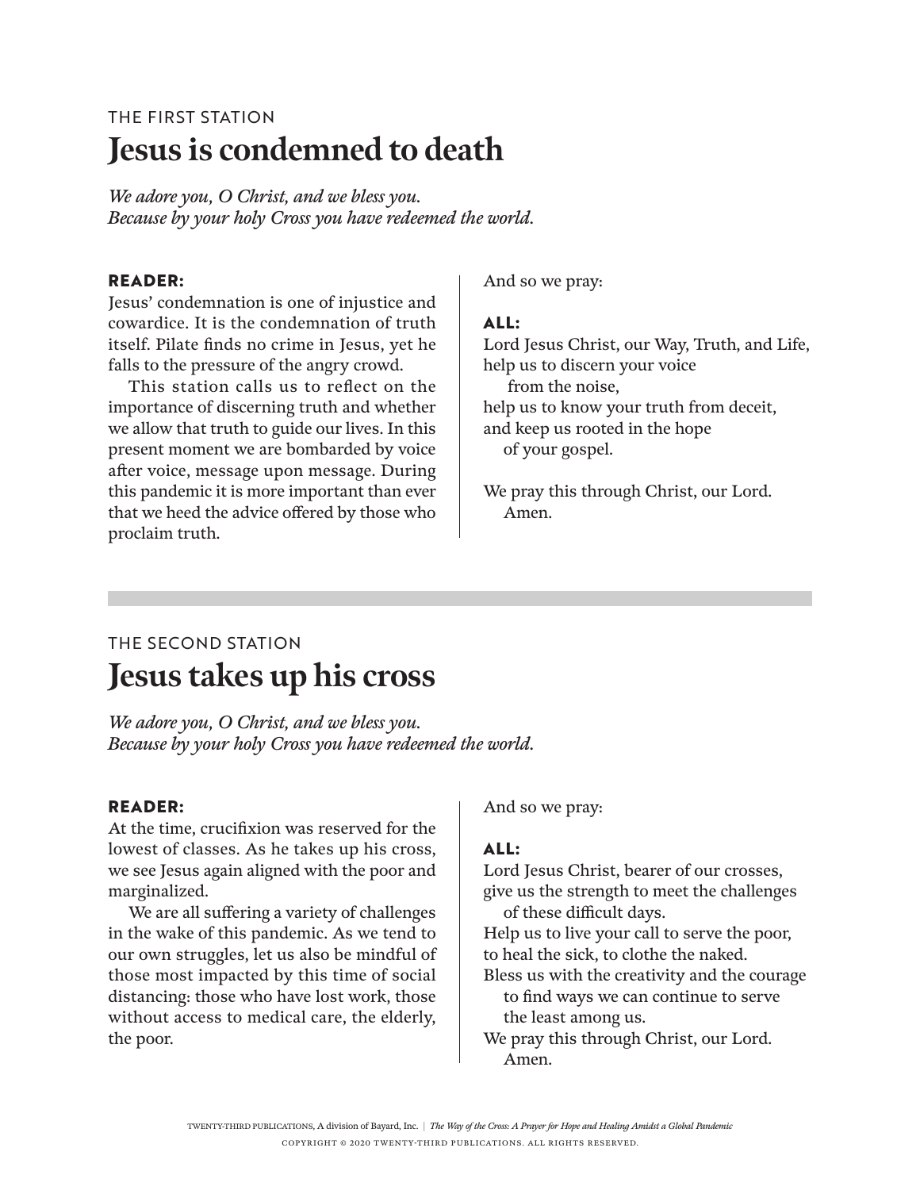THE FIRST STATION

## Jesus is condemned to death

*We adore you, O Christ, and we bless you.*
*Because by your holy Cross you have redeemed the world.*

**READER:**
Jesus' condemnation is one of injustice and cowardice. It is the condemnation of truth itself. Pilate finds no crime in Jesus, yet he falls to the pressure of the angry crowd.

This station calls us to reflect on the importance of discerning truth and whether we allow that truth to guide our lives. In this present moment we are bombarded by voice after voice, message upon message. During this pandemic it is more important than ever that we heed the advice offered by those who proclaim truth.

And so we pray:

**ALL:**
Lord Jesus Christ, our Way, Truth, and Life,
help us to discern your voice
from the noise,
help us to know your truth from deceit,
and keep us rooted in the hope
of your gospel.

We pray this through Christ, our Lord.
Amen.

---

THE SECOND STATION

## Jesus takes up his cross

*We adore you, O Christ, and we bless you.*
*Because by your holy Cross you have redeemed the world.*

**READER:**
At the time, crucifixion was reserved for the lowest of classes. As he takes up his cross, we see Jesus again aligned with the poor and marginalized.

We are all suffering a variety of challenges in the wake of this pandemic. As we tend to our own struggles, let us also be mindful of those most impacted by this time of social distancing: those who have lost work, those without access to medical care, the elderly, the poor.

And so we pray:

**ALL:**
Lord Jesus Christ, bearer of our crosses,
give us the strength to meet the challenges
of these difficult days.
Help us to live your call to serve the poor,
to heal the sick, to clothe the naked.
Bless us with the creativity and the courage
to find ways we can continue to serve
the least among us.
We pray this through Christ, our Lord.
Amen.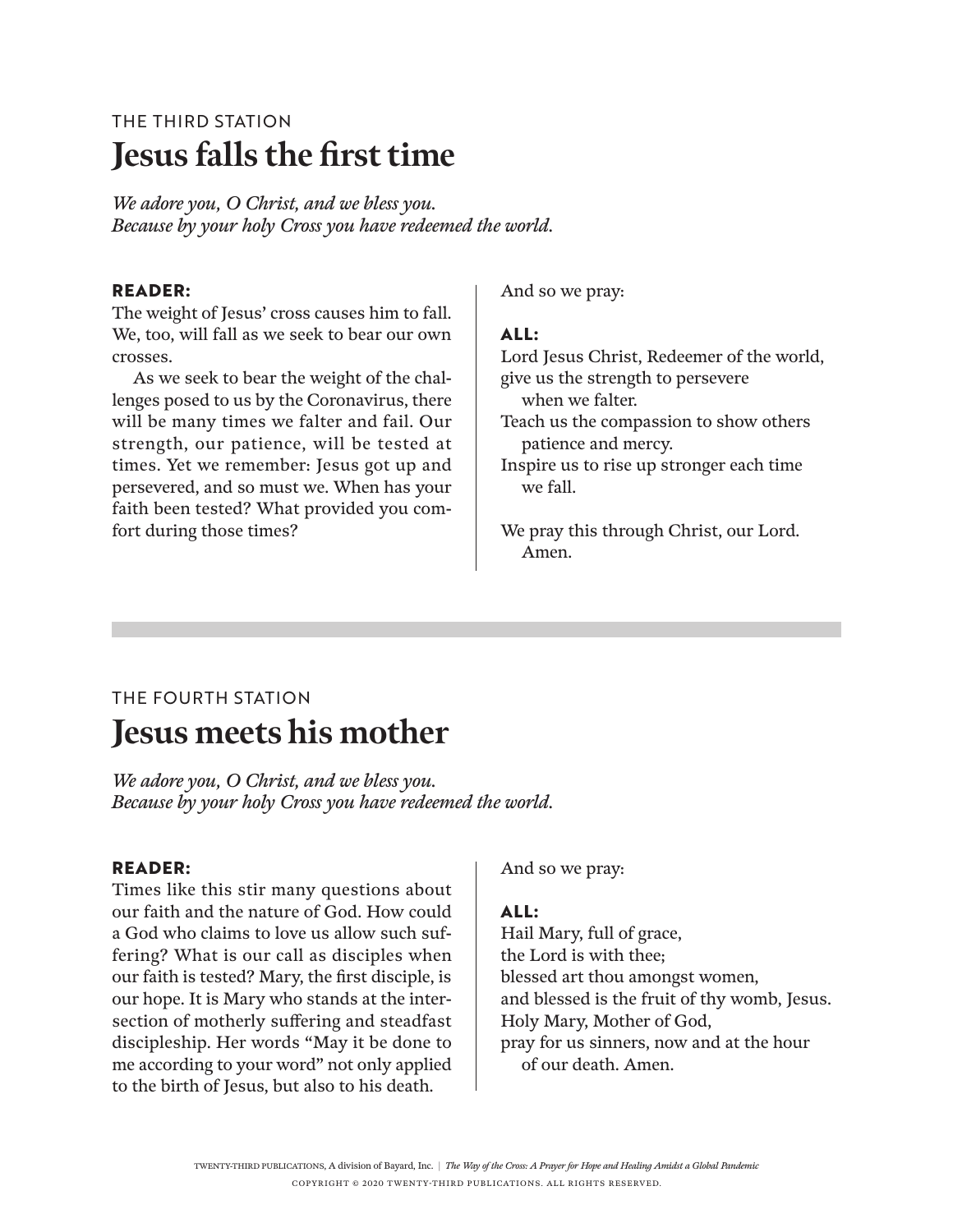THE THIRD STATION

## Jesus falls the first time

*We adore you, O Christ, and we bless you.*
*Because by your holy Cross you have redeemed the world.*

**READER:**
The weight of Jesus' cross causes him to fall. We, too, will fall as we seek to bear our own crosses.

As we seek to bear the weight of the challenges posed to us by the Coronavirus, there will be many times we falter and fail. Our strength, our patience, will be tested at times. Yet we remember: Jesus got up and persevered, and so must we. When has your faith been tested? What provided you comfort during those times?

And so we pray:

**ALL:**
Lord Jesus Christ, Redeemer of the world,
give us the strength to persevere
when we falter.
Teach us the compassion to show others
patience and mercy.
Inspire us to rise up stronger each time
we fall.

We pray this through Christ, our Lord.
Amen.

---

THE FOURTH STATION

## Jesus meets his mother

*We adore you, O Christ, and we bless you.*
*Because by your holy Cross you have redeemed the world.*

**READER:**
Times like this stir many questions about our faith and the nature of God. How could a God who claims to love us allow such suffering? What is our call as disciples when our faith is tested? Mary, the first disciple, is our hope. It is Mary who stands at the intersection of motherly suffering and steadfast discipleship. Her words "May it be done to me according to your word" not only applied to the birth of Jesus, but also to his death.

And so we pray:

**ALL:**
Hail Mary, full of grace,
the Lord is with thee;
blessed art thou amongst women,
and blessed is the fruit of thy womb, Jesus.
Holy Mary, Mother of God,
pray for us sinners, now and at the hour
of our death. Amen.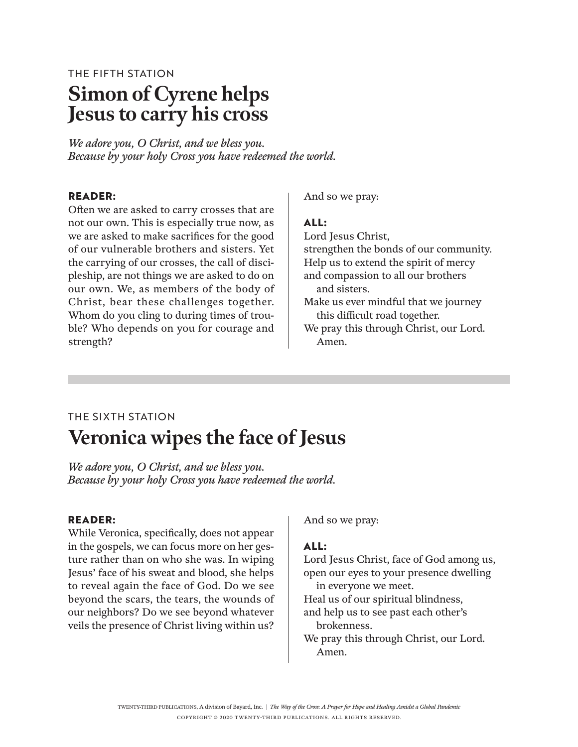THE FIFTH STATION

# Simon of Cyrene helps Jesus to carry his cross

*We adore you, O Christ, and we bless you.*
*Because by your holy Cross you have redeemed the world.*

**READER:**
Often we are asked to carry crosses that are not our own. This is especially true now, as we are asked to make sacrifices for the good of our vulnerable brothers and sisters. Yet the carrying of our crosses, the call of discipleship, are not things we are asked to do on our own. We, as members of the body of Christ, bear these challenges together. Whom do you cling to during times of trouble? Who depends on you for courage and strength?

And so we pray:

**ALL:**
Lord Jesus Christ,
strengthen the bonds of our community.
Help us to extend the spirit of mercy
and compassion to all our brothers
and sisters.
Make us ever mindful that we journey
this difficult road together.
We pray this through Christ, our Lord.
Amen.

THE SIXTH STATION

# Veronica wipes the face of Jesus

*We adore you, O Christ, and we bless you.*
*Because by your holy Cross you have redeemed the world.*

**READER:**
While Veronica, specifically, does not appear in the gospels, we can focus more on her gesture rather than on who she was. In wiping Jesus' face of his sweat and blood, she helps to reveal again the face of God. Do we see beyond the scars, the tears, the wounds of our neighbors? Do we see beyond whatever veils the presence of Christ living within us?

And so we pray:

**ALL:**
Lord Jesus Christ, face of God among us,
open our eyes to your presence dwelling
in everyone we meet.
Heal us of our spiritual blindness,
and help us to see past each other's
brokenness.
We pray this through Christ, our Lord.
Amen.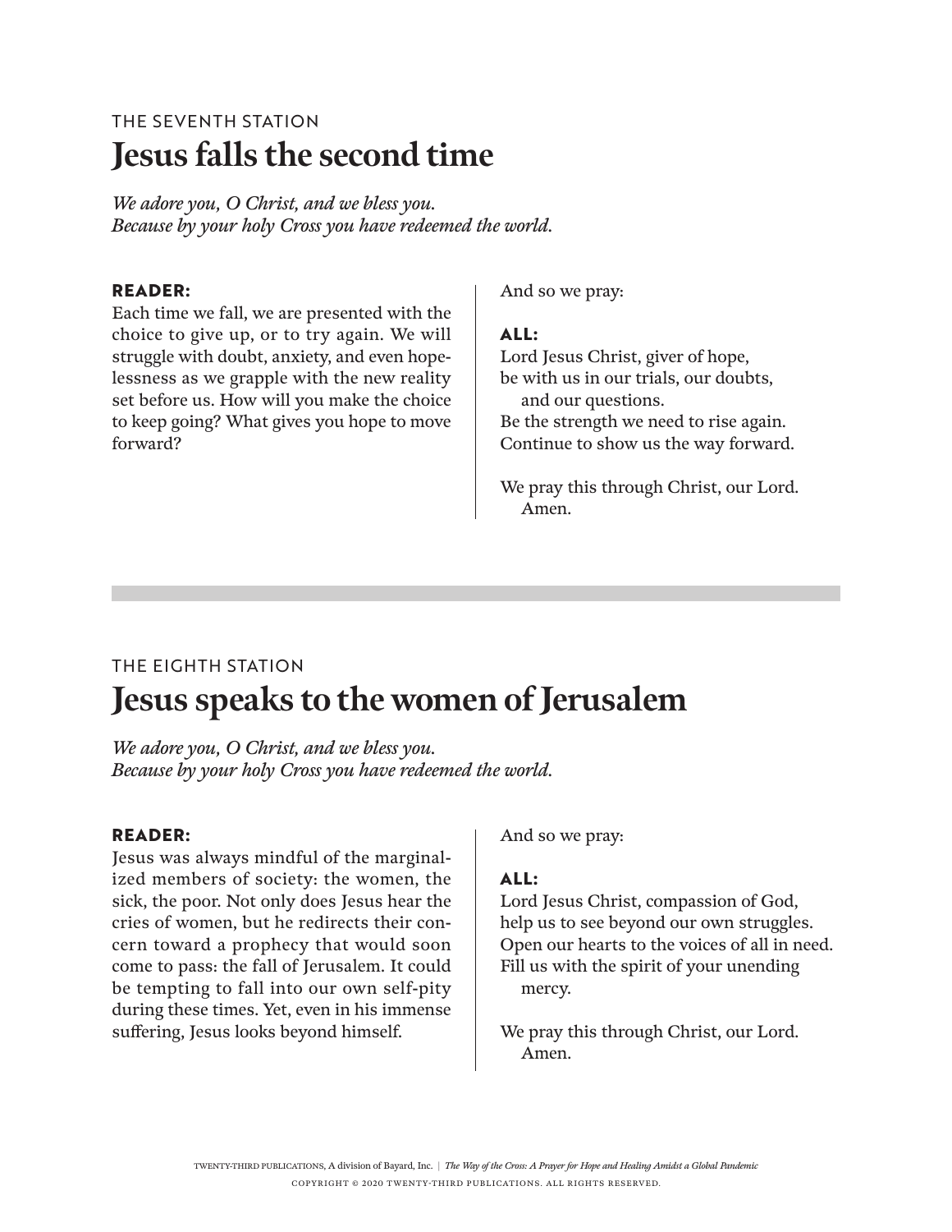THE SEVENTH STATION

## Jesus falls the second time

*We adore you, O Christ, and we bless you.*
*Because by your holy Cross you have redeemed the world.*

**READER:**
Each time we fall, we are presented with the choice to give up, or to try again. We will struggle with doubt, anxiety, and even hopelessness as we grapple with the new reality set before us. How will you make the choice to keep going? What gives you hope to move forward?

And so we pray:

**ALL:**
Lord Jesus Christ, giver of hope,
be with us in our trials, our doubts,
and our questions.
Be the strength we need to rise again.
Continue to show us the way forward.

We pray this through Christ, our Lord.
Amen.

---

THE EIGHTH STATION

## Jesus speaks to the women of Jerusalem

*We adore you, O Christ, and we bless you.*
*Because by your holy Cross you have redeemed the world.*

**READER:**
Jesus was always mindful of the marginalized members of society: the women, the sick, the poor. Not only does Jesus hear the cries of women, but he redirects their concern toward a prophecy that would soon come to pass: the fall of Jerusalem. It could be tempting to fall into our own self-pity during these times. Yet, even in his immense suffering, Jesus looks beyond himself.

And so we pray:

**ALL:**
Lord Jesus Christ, compassion of God,
help us to see beyond our own struggles.
Open our hearts to the voices of all in need.
Fill us with the spirit of your unending
mercy.

We pray this through Christ, our Lord.
Amen.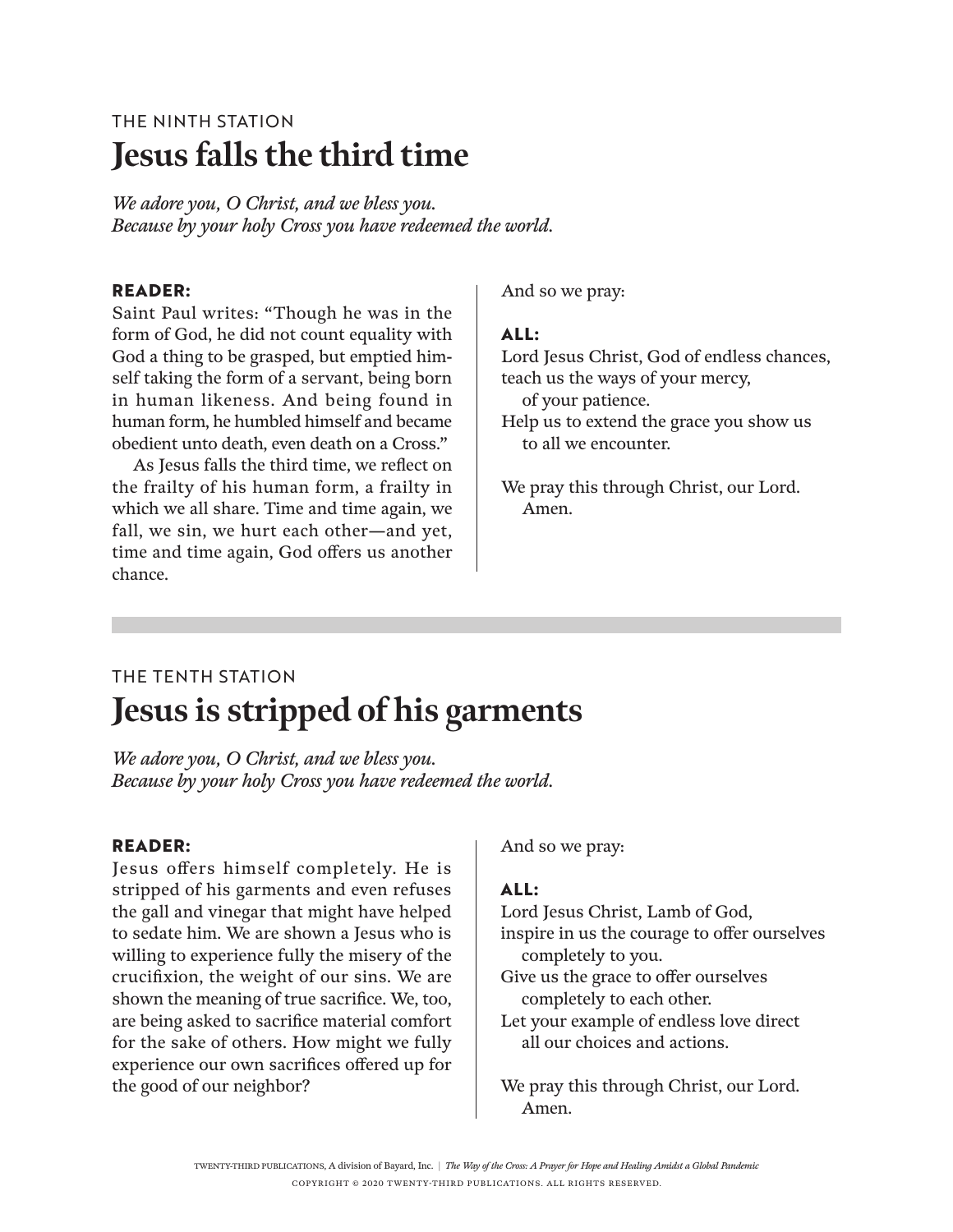THE NINTH STATION

## Jesus falls the third time

*We adore you, O Christ, and we bless you.*
*Because by your holy Cross you have redeemed the world.*

**READER:**
Saint Paul writes: "Though he was in the form of God, he did not count equality with God a thing to be grasped, but emptied himself taking the form of a servant, being born in human likeness. And being found in human form, he humbled himself and became obedient unto death, even death on a Cross."

As Jesus falls the third time, we reflect on the frailty of his human form, a frailty in which we all share. Time and time again, we fall, we sin, we hurt each other—and yet, time and time again, God offers us another chance.

And so we pray:

**ALL:**
Lord Jesus Christ, God of endless chances,
teach us the ways of your mercy,
of your patience.
Help us to extend the grace you show us
to all we encounter.

We pray this through Christ, our Lord.
Amen.

---

THE TENTH STATION

## Jesus is stripped of his garments

*We adore you, O Christ, and we bless you.*
*Because by your holy Cross you have redeemed the world.*

**READER:**
Jesus offers himself completely. He is stripped of his garments and even refuses the gall and vinegar that might have helped to sedate him. We are shown a Jesus who is willing to experience fully the misery of the crucifixion, the weight of our sins. We are shown the meaning of true sacrifice. We, too, are being asked to sacrifice material comfort for the sake of others. How might we fully experience our own sacrifices offered up for the good of our neighbor?

And so we pray:

**ALL:**
Lord Jesus Christ, Lamb of God,
inspire in us the courage to offer ourselves
completely to you.
Give us the grace to offer ourselves
completely to each other.
Let your example of endless love direct
all our choices and actions.

We pray this through Christ, our Lord.
Amen.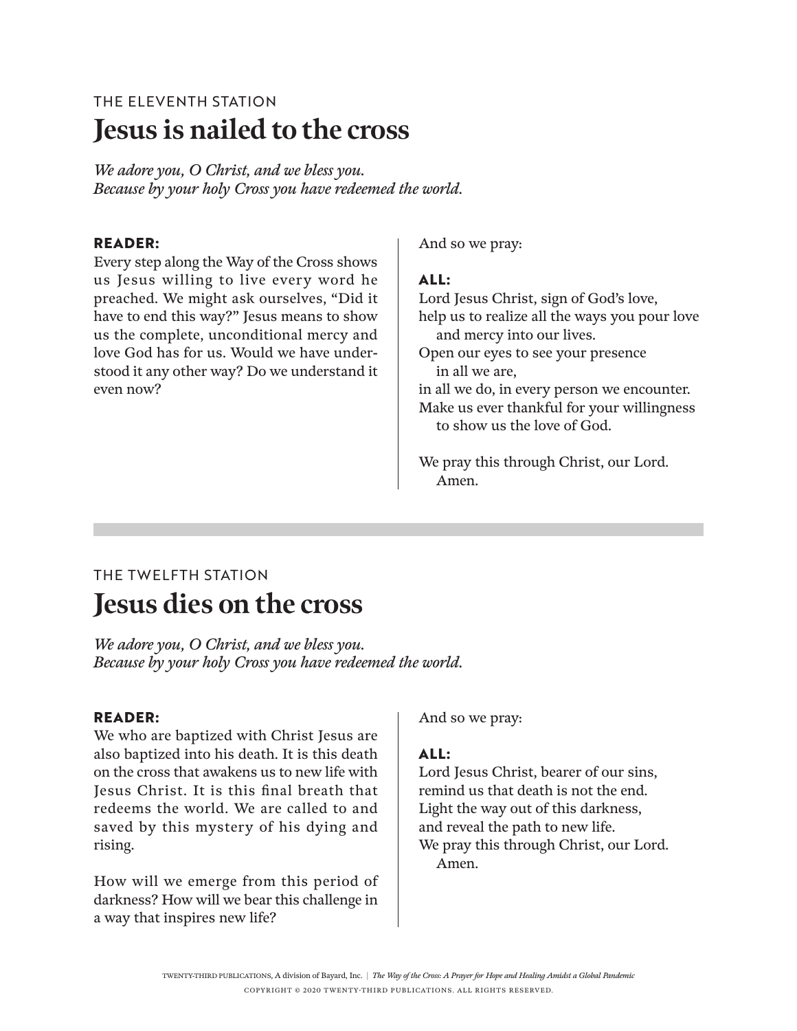THE ELEVENTH STATION

## Jesus is nailed to the cross

*We adore you, O Christ, and we bless you.*
*Because by your holy Cross you have redeemed the world.*

**READER:**
Every step along the Way of the Cross shows us Jesus willing to live every word he preached. We might ask ourselves, "Did it have to end this way?" Jesus means to show us the complete, unconditional mercy and love God has for us. Would we have understood it any other way? Do we understand it even now?

And so we pray:

**ALL:**
Lord Jesus Christ, sign of God's love,
help us to realize all the ways you pour love
and mercy into our lives.
Open our eyes to see your presence
in all we are,
in all we do, in every person we encounter.
Make us ever thankful for your willingness
to show us the love of God.

We pray this through Christ, our Lord.
Amen.

---

THE TWELFTH STATION

## Jesus dies on the cross

*We adore you, O Christ, and we bless you.*
*Because by your holy Cross you have redeemed the world.*

**READER:**
We who are baptized with Christ Jesus are also baptized into his death. It is this death on the cross that awakens us to new life with Jesus Christ. It is this final breath that redeems the world. We are called to and saved by this mystery of his dying and rising.

How will we emerge from this period of darkness? How will we bear this challenge in a way that inspires new life?

And so we pray:

**ALL:**
Lord Jesus Christ, bearer of our sins,
remind us that death is not the end.
Light the way out of this darkness,
and reveal the path to new life.
We pray this through Christ, our Lord.
Amen.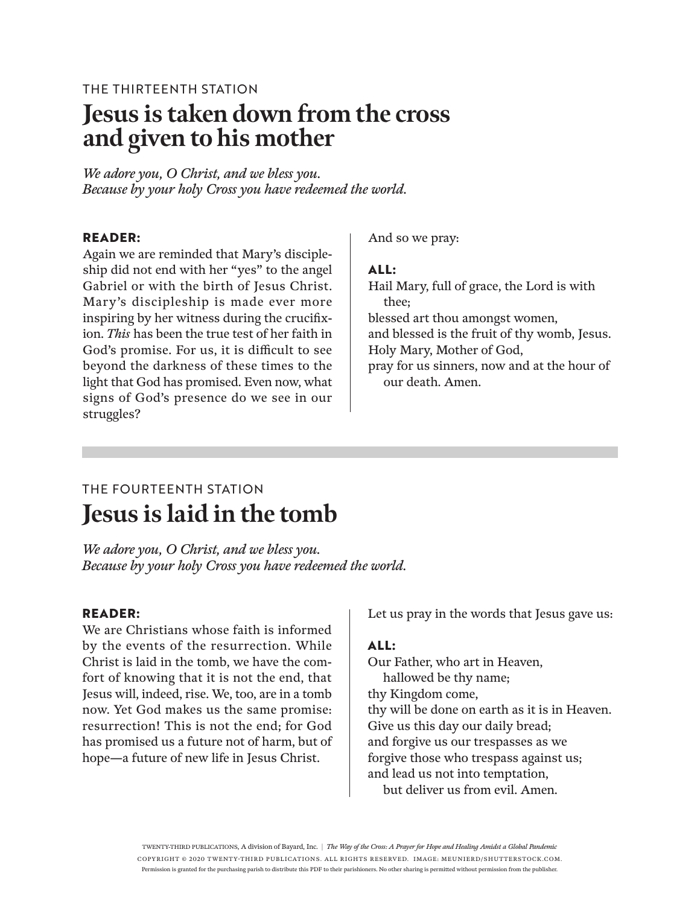THE THIRTEENTH STATION

## Jesus is taken down from the cross and given to his mother

*We adore you, O Christ, and we bless you.*
*Because by your holy Cross you have redeemed the world.*

**READER:**
Again we are reminded that Mary's discipleship did not end with her "yes" to the angel Gabriel or with the birth of Jesus Christ. Mary's discipleship is made ever more inspiring by her witness during the crucifixion. *This* has been the true test of her faith in God's promise. For us, it is difficult to see beyond the darkness of these times to the light that God has promised. Even now, what signs of God's presence do we see in our struggles?

And so we pray:

**ALL:**
Hail Mary, full of grace, the Lord is with thee;
blessed art thou amongst women,
and blessed is the fruit of thy womb, Jesus.
Holy Mary, Mother of God,
pray for us sinners, now and at the hour of our death. Amen.

---

THE FOURTEENTH STATION

## Jesus is laid in the tomb

*We adore you, O Christ, and we bless you.*
*Because by your holy Cross you have redeemed the world.*

**READER:**
We are Christians whose faith is informed by the events of the resurrection. While Christ is laid in the tomb, we have the comfort of knowing that it is not the end, that Jesus will, indeed, rise. We, too, are in a tomb now. Yet God makes us the same promise: resurrection! This is not the end; for God has promised us a future not of harm, but of hope—a future of new life in Jesus Christ.

Let us pray in the words that Jesus gave us:

**ALL:**
Our Father, who art in Heaven,
hallowed be thy name;
thy Kingdom come,
thy will be done on earth as it is in Heaven.
Give us this day our daily bread;
and forgive us our trespasses as we
forgive those who trespass against us;
and lead us not into temptation,
but deliver us from evil. Amen.

TWENTY-THIRD PUBLICATIONS, A division of Bayard, Inc. | *The Way of the Cross: A Prayer for Hope and Healing Amidst a Global Pandemic*
COPYRIGHT © 2020 TWENTY-THIRD PUBLICATIONS. ALL RIGHTS RESERVED. IMAGE: MEUNIERD/SHUTTERSTOCK.COM.
Permission is granted for the purchasing parish to distribute this PDF to their parishioners. No other sharing is permitted without permission from the publisher.